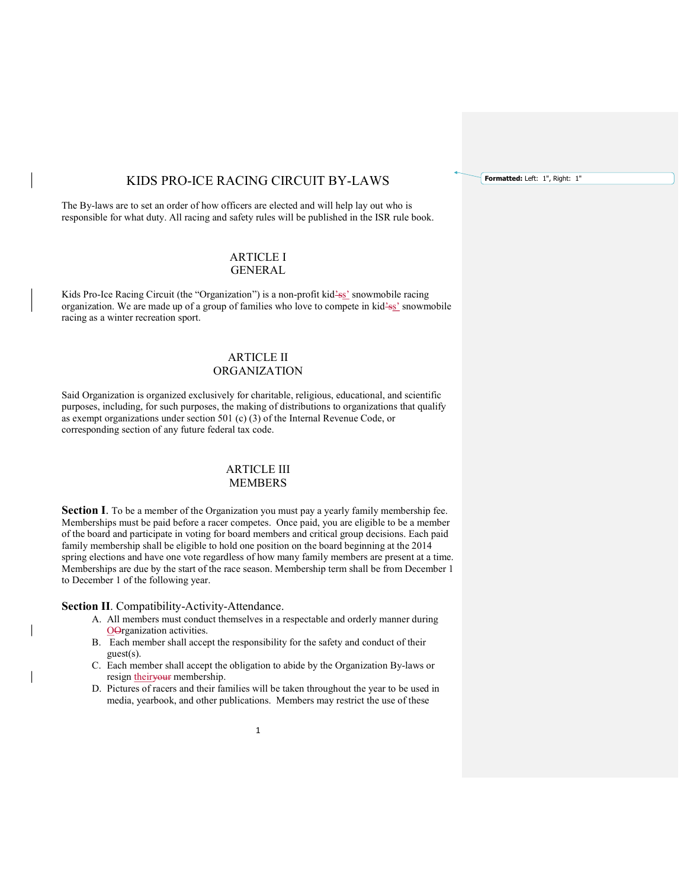# KIDS PRO-ICE RACING CIRCUIT BY-LAWS

The By-laws are to set an order of how officers are elected and will help lay out who is responsible for what duty. All racing and safety rules will be published in the ISR rule book.

## ARTICLE I
## GENERAL

Kids Pro-Ice Racing Circuit (the "Organization") is a non-profit kids' snowmobile racing organization. We are made up of a group of families who love to compete in kids' snowmobile racing as a winter recreation sport.

## ARTICLE II
## ORGANIZATION

Said Organization is organized exclusively for charitable, religious, educational, and scientific purposes, including, for such purposes, the making of distributions to organizations that qualify as exempt organizations under section 501 (c) (3) of the Internal Revenue Code, or corresponding section of any future federal tax code.

## ARTICLE III
## MEMBERS

**Section I**. To be a member of the Organization you must pay a yearly family membership fee. Memberships must be paid before a racer competes. Once paid, you are eligible to be a member of the board and participate in voting for board members and critical group decisions. Each paid family membership shall be eligible to hold one position on the board beginning at the 2014 spring elections and have one vote regardless of how many family members are present at a time. Memberships are due by the start of the race season. Membership term shall be from December 1 to December 1 of the following year.

**Section II**. Compatibility-Activity-Attendance.

A. All members must conduct themselves in a respectable and orderly manner during Organization activities.
B. Each member shall accept the responsibility for the safety and conduct of their guest(s).
C. Each member shall accept the obligation to abide by the Organization By-laws or resign their membership.
D. Pictures of racers and their families will be taken throughout the year to be used in media, yearbook, and other publications. Members may restrict the use of these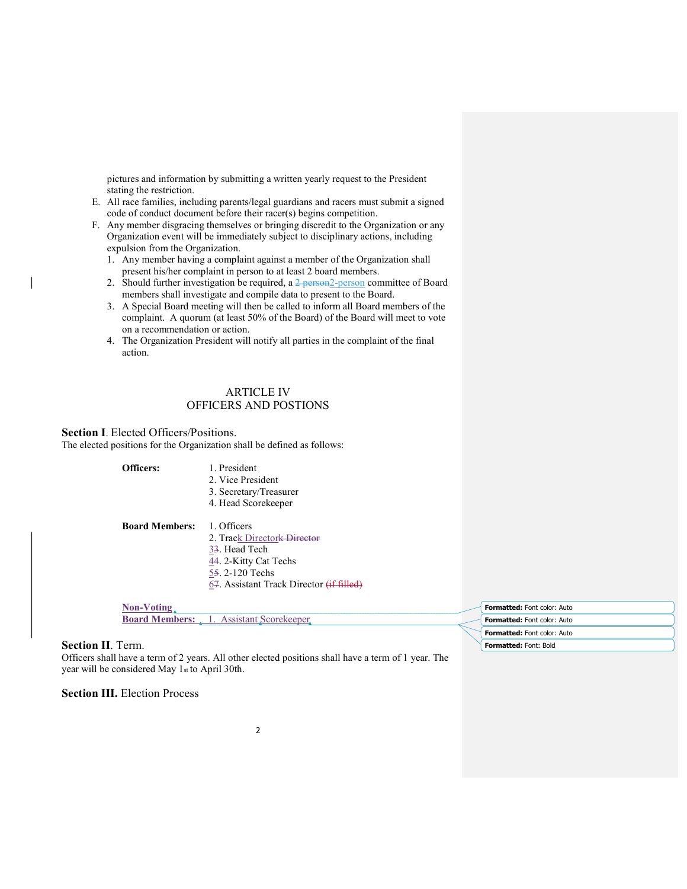pictures and information by submitting a written yearly request to the President stating the restriction.

E. All race families, including parents/legal guardians and racers must submit a signed code of conduct document before their racer(s) begins competition.

F. Any member disgracing themselves or bringing discredit to the Organization or any Organization event will be immediately subject to disciplinary actions, including expulsion from the Organization.

1. Any member having a complaint against a member of the Organization shall present his/her complaint in person to at least 2 board members.
2. Should further investigation be required, a 2-person committee of Board members shall investigate and compile data to present to the Board.
3. A Special Board meeting will then be called to inform all Board members of the complaint. A quorum (at least 50% of the Board) of the Board will meet to vote on a recommendation or action.
4. The Organization President will notify all parties in the complaint of the final action.

## ARTICLE IV
## OFFICERS AND POSTIONS

**Section I**. Elected Officers/Positions.

The elected positions for the Organization shall be defined as follows:

**Officers:**
1. President
2. Vice President
3. Secretary/Treasurer
4. Head Scorekeeper

**Board Members:**
1. Officers
2. Track Director
3. Head Tech
4. 2-Kitty Cat Techs
5. 2-120 Techs
6. Assistant Track Director

**Non-Voting Board Members:**
1. Assistant Scorekeeper

**Section II**. Term.

Officers shall have a term of 2 years. All other elected positions shall have a term of 1 year. The year will be considered May 1st to April 30th.

**Section III.** Election Process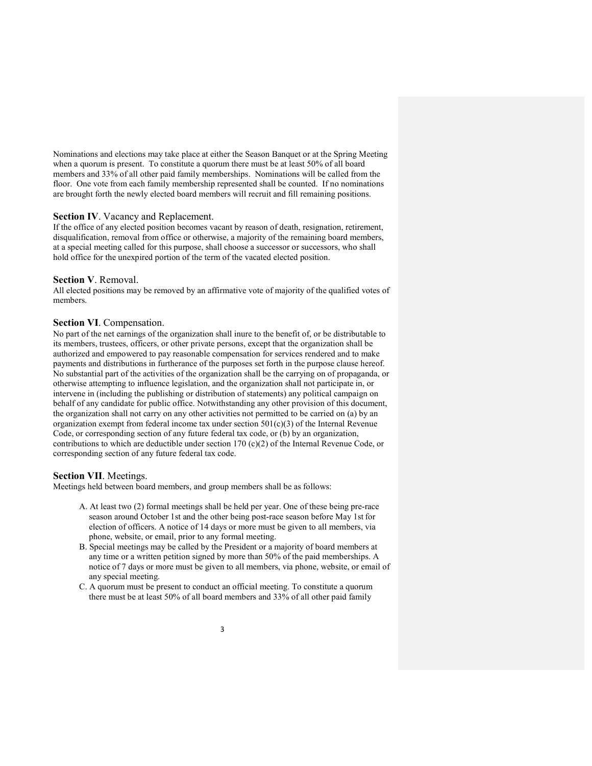Nominations and elections may take place at either the Season Banquet or at the Spring Meeting when a quorum is present. To constitute a quorum there must be at least 50% of all board members and 33% of all other paid family memberships. Nominations will be called from the floor. One vote from each family membership represented shall be counted. If no nominations are brought forth the newly elected board members will recruit and fill remaining positions.

### **Section IV**. Vacancy and Replacement.

If the office of any elected position becomes vacant by reason of death, resignation, retirement, disqualification, removal from office or otherwise, a majority of the remaining board members, at a special meeting called for this purpose, shall choose a successor or successors, who shall hold office for the unexpired portion of the term of the vacated elected position.

### **Section V**. Removal.

All elected positions may be removed by an affirmative vote of majority of the qualified votes of members.

### **Section VI**. Compensation.

No part of the net earnings of the organization shall inure to the benefit of, or be distributable to its members, trustees, officers, or other private persons, except that the organization shall be authorized and empowered to pay reasonable compensation for services rendered and to make payments and distributions in furtherance of the purposes set forth in the purpose clause hereof. No substantial part of the activities of the organization shall be the carrying on of propaganda, or otherwise attempting to influence legislation, and the organization shall not participate in, or intervene in (including the publishing or distribution of statements) any political campaign on behalf of any candidate for public office. Notwithstanding any other provision of this document, the organization shall not carry on any other activities not permitted to be carried on (a) by an organization exempt from federal income tax under section 501(c)(3) of the Internal Revenue Code, or corresponding section of any future federal tax code, or (b) by an organization, contributions to which are deductible under section 170 (c)(2) of the Internal Revenue Code, or corresponding section of any future federal tax code.

### **Section VII**. Meetings.

Meetings held between board members, and group members shall be as follows:

A. At least two (2) formal meetings shall be held per year. One of these being pre-race season around October 1st and the other being post-race season before May 1st for election of officers. A notice of 14 days or more must be given to all members, via phone, website, or email, prior to any formal meeting.

B. Special meetings may be called by the President or a majority of board members at any time or a written petition signed by more than 50% of the paid memberships. A notice of 7 days or more must be given to all members, via phone, website, or email of any special meeting.

C. A quorum must be present to conduct an official meeting. To constitute a quorum there must be at least 50% of all board members and 33% of all other paid family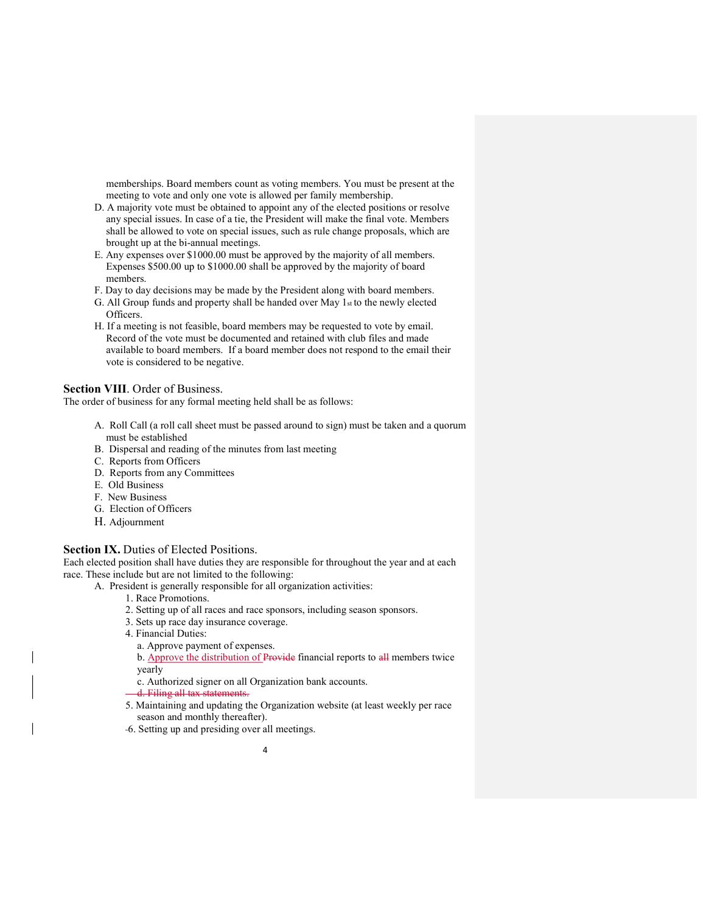memberships. Board members count as voting members. You must be present at the meeting to vote and only one vote is allowed per family membership.

D. A majority vote must be obtained to appoint any of the elected positions or resolve any special issues. In case of a tie, the President will make the final vote. Members shall be allowed to vote on special issues, such as rule change proposals, which are brought up at the bi-annual meetings.

E. Any expenses over $1000.00 must be approved by the majority of all members. Expenses $500.00 up to $1000.00 shall be approved by the majority of board members.

F. Day to day decisions may be made by the President along with board members.

G. All Group funds and property shall be handed over May 1st to the newly elected Officers.

H. If a meeting is not feasible, board members may be requested to vote by email. Record of the vote must be documented and retained with club files and made available to board members. If a board member does not respond to the email their vote is considered to be negative.

## Section VIII. Order of Business.

The order of business for any formal meeting held shall be as follows:

A. Roll Call (a roll call sheet must be passed around to sign) must be taken and a quorum must be established
B. Dispersal and reading of the minutes from last meeting
C. Reports from Officers
D. Reports from any Committees
E. Old Business
F. New Business
G. Election of Officers
H. Adjournment

## Section IX. Duties of Elected Positions.

Each elected position shall have duties they are responsible for throughout the year and at each race. These include but are not limited to the following:

A. President is generally responsible for all organization activities:
   1. Race Promotions.
   2. Setting up of all races and race sponsors, including season sponsors.
   3. Sets up race day insurance coverage.
   4. Financial Duties:
      a. Approve payment of expenses.
      b. Approve the distribution of ~~Provide~~ financial reports to ~~all~~ members twice yearly
      c. Authorized signer on all Organization bank accounts.
      ~~d. Filing all tax statements.~~
   5. Maintaining and updating the Organization website (at least weekly per race season and monthly thereafter).
   6. Setting up and presiding over all meetings.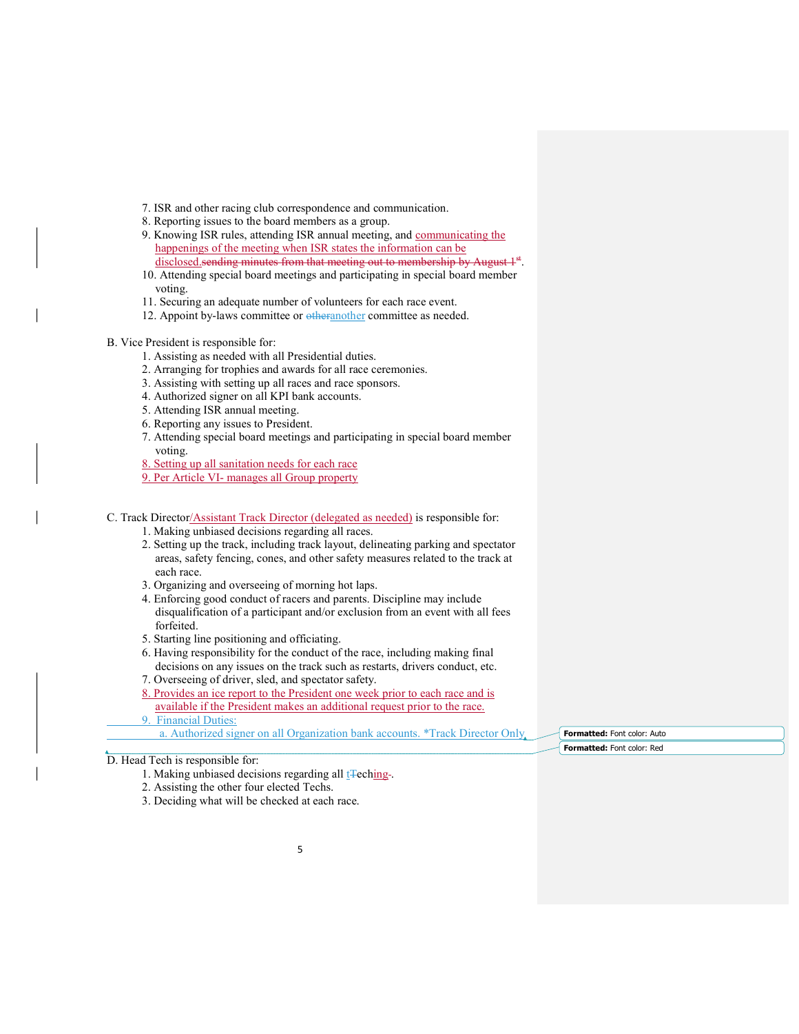7. ISR and other racing club correspondence and communication.
8. Reporting issues to the board members as a group.
9. Knowing ISR rules, attending ISR annual meeting, and communicating the happenings of the meeting when ISR states the information can be disclosed.~~sending minutes from that meeting out to membership by August 1st~~.
10. Attending special board meetings and participating in special board member voting.
11. Securing an adequate number of volunteers for each race event.
12. Appoint by-laws committee or ~~other~~another committee as needed.

B. Vice President is responsible for:

1. Assisting as needed with all Presidential duties.
2. Arranging for trophies and awards for all race ceremonies.
3. Assisting with setting up all races and race sponsors.
4. Authorized signer on all KPI bank accounts.
5. Attending ISR annual meeting.
6. Reporting any issues to President.
7. Attending special board meetings and participating in special board member voting.
8. Setting up all sanitation needs for each race
9. Per Article VI- manages all Group property

C. Track Director/Assistant Track Director (delegated as needed) is responsible for:

1. Making unbiased decisions regarding all races.
2. Setting up the track, including track layout, delineating parking and spectator areas, safety fencing, cones, and other safety measures related to the track at each race.
3. Organizing and overseeing of morning hot laps.
4. Enforcing good conduct of racers and parents. Discipline may include disqualification of a participant and/or exclusion from an event with all fees forfeited.
5. Starting line positioning and officiating.
6. Having responsibility for the conduct of the race, including making final decisions on any issues on the track such as restarts, drivers conduct, etc.
7. Overseeing of driver, sled, and spectator safety.
8. Provides an ice report to the President one week prior to each race and is available if the President makes an additional request prior to the race.
9. Financial Duties:
   a. Authorized signer on all Organization bank accounts. *Track Director Only

D. Head Tech is responsible for:

1. Making unbiased decisions regarding all t~~T~~eching~~-~~.
2. Assisting the other four elected Techs.
3. Deciding what will be checked at each race.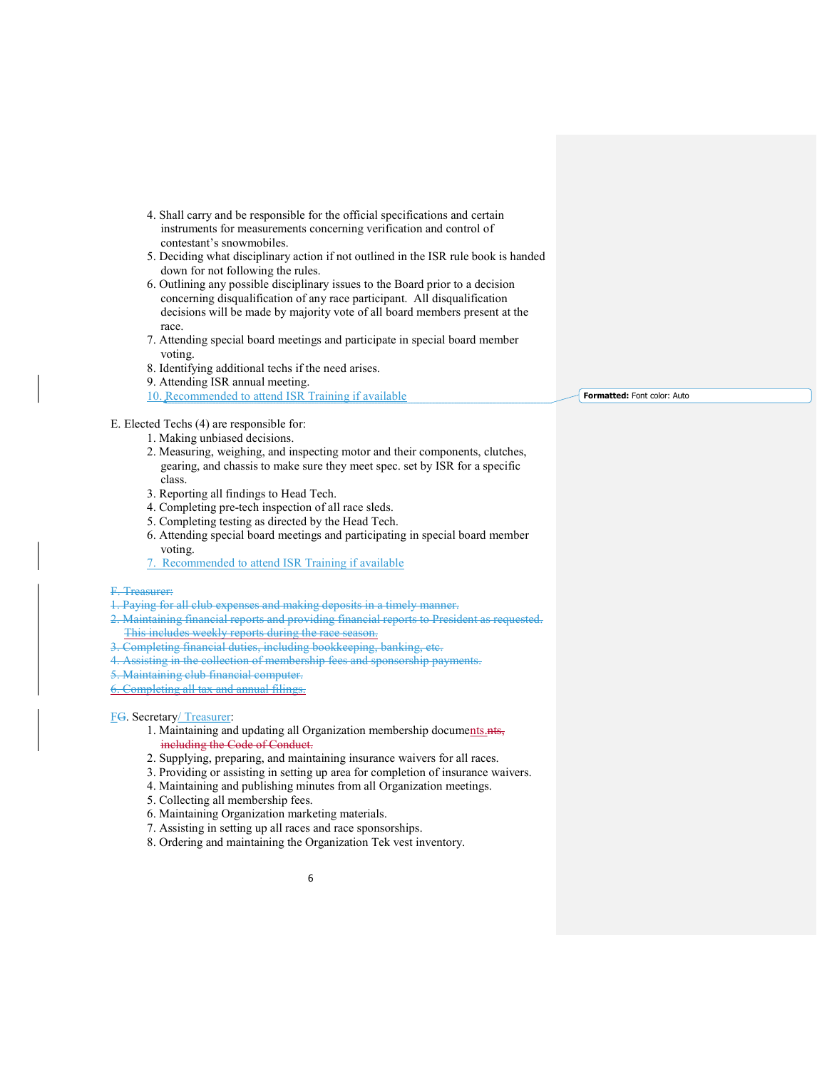4. Shall carry and be responsible for the official specifications and certain instruments for measurements concerning verification and control of contestant's snowmobiles.
5. Deciding what disciplinary action if not outlined in the ISR rule book is handed down for not following the rules.
6. Outlining any possible disciplinary issues to the Board prior to a decision concerning disqualification of any race participant. All disqualification decisions will be made by majority vote of all board members present at the race.
7. Attending special board meetings and participate in special board member voting.
8. Identifying additional techs if the need arises.
9. Attending ISR annual meeting.
10. Recommended to attend ISR Training if available

E. Elected Techs (4) are responsible for:

1. Making unbiased decisions.
2. Measuring, weighing, and inspecting motor and their components, clutches, gearing, and chassis to make sure they meet spec. set by ISR for a specific class.
3. Reporting all findings to Head Tech.
4. Completing pre-tech inspection of all race sleds.
5. Completing testing as directed by the Head Tech.
6. Attending special board meetings and participating in special board member voting.
7. Recommended to attend ISR Training if available

~~F. Treasurer:~~
~~1. Paying for all club expenses and making deposits in a timely manner.~~
~~2. Maintaining financial reports and providing financial reports to President as requested. This includes weekly reports during the race season.~~
~~3. Completing financial duties, including bookkeeping, banking, etc.~~
~~4. Assisting in the collection of membership fees and sponsorship payments.~~
~~5. Maintaining club financial computer.~~
~~6. Completing all tax and annual filings.~~

F~~G~~. Secretary/ Treasurer:

1. Maintaining and updating all Organization membership documents.~~nts, including the Code of Conduct.~~
2. Supplying, preparing, and maintaining insurance waivers for all races.
3. Providing or assisting in setting up area for completion of insurance waivers.
4. Maintaining and publishing minutes from all Organization meetings.
5. Collecting all membership fees.
6. Maintaining Organization marketing materials.
7. Assisting in setting up all races and race sponsorships.
8. Ordering and maintaining the Organization Tek vest inventory.

**Formatted:** Font color: Auto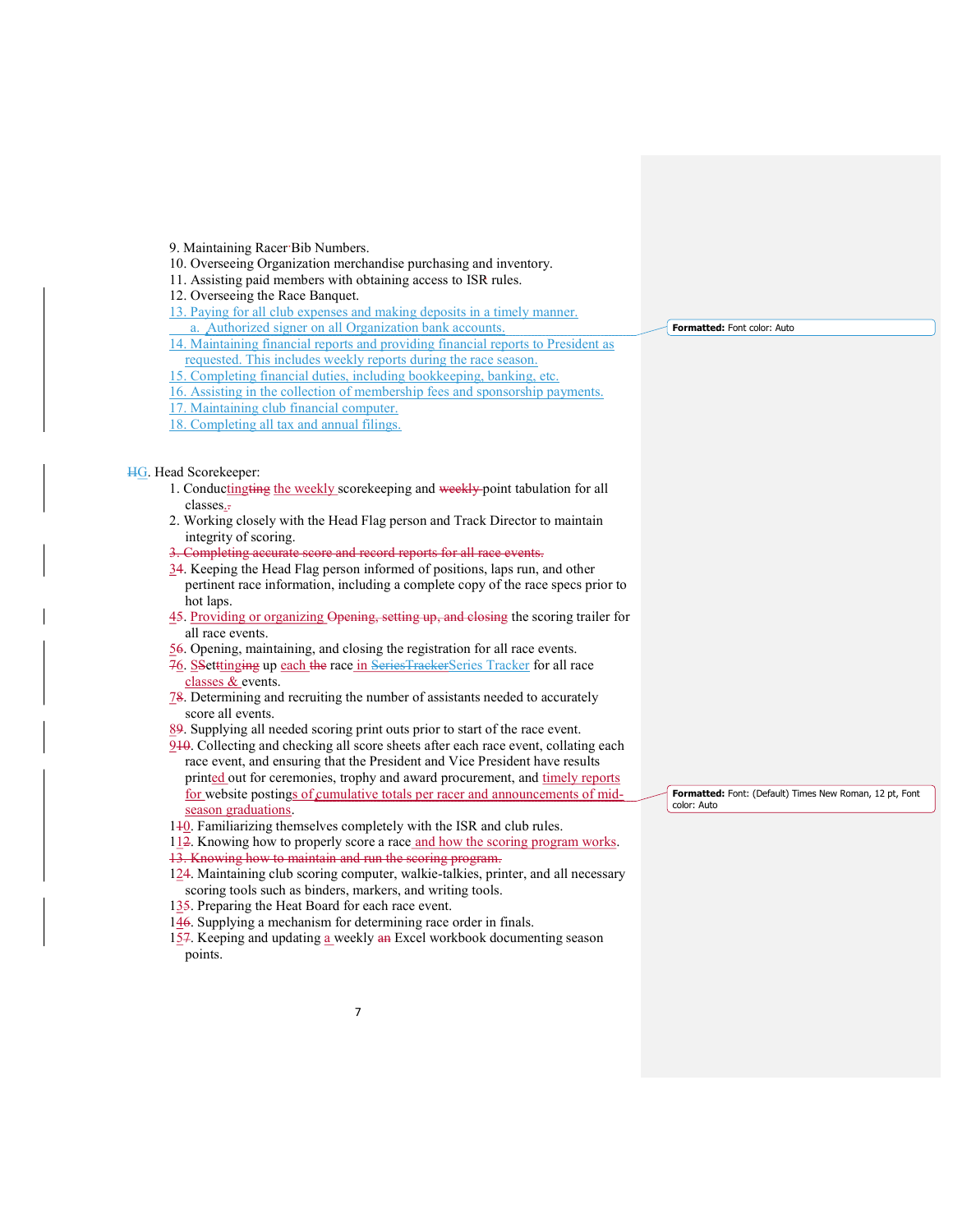9. Maintaining Racer Bib Numbers.
10. Overseeing Organization merchandise purchasing and inventory.
11. Assisting paid members with obtaining access to ISR rules.
12. Overseeing the Race Banquet.
13. Paying for all club expenses and making deposits in a timely manner.
    a. Authorized signer on all Organization bank accounts.
14. Maintaining financial reports and providing financial reports to President as requested. This includes weekly reports during the race season.
15. Completing financial duties, including bookkeeping, banking, etc.
16. Assisting in the collection of membership fees and sponsorship payments.
17. Maintaining club financial computer.
18. Completing all tax and annual filings.

~~H~~G. Head Scorekeeper:

1. Conducting ~~ting~~ the weekly scorekeeping and ~~weekly~~ point tabulation for all classes.~~;~~
2. Working closely with the Head Flag person and Track Director to maintain integrity of scoring.

~~3. Completing accurate score and record reports for all race events.~~

3~~4~~. Keeping the Head Flag person informed of positions, laps run, and other pertinent race information, including a complete copy of the race specs prior to hot laps.

4~~5~~. Providing or organizing ~~Opening, setting up, and closing~~ the scoring trailer for all race events.

5~~6~~. Opening, maintaining, and closing the registration for all race events.

6~~7~~. ~~Setting~~ Set up each ~~the~~ race in ~~SeriesTracker~~ Series Tracker for all race classes & events.

7~~8~~. Determining and recruiting the number of assistants needed to accurately score all events.

8~~9~~. Supplying all needed scoring print outs prior to start of the race event.

9~~10~~. Collecting and checking all score sheets after each race event, collating each race event, and ensuring that the President and Vice President have results printed out for ceremonies, trophy and award procurement, and timely reports for website postings of cumulative totals per racer and announcements of mid-season graduations.

10~~11~~. Familiarizing themselves completely with the ISR and club rules.

11~~12~~. Knowing how to properly score a race and how the scoring program works.

~~13. Knowing how to maintain and run the scoring program.~~

12~~14~~. Maintaining club scoring computer, walkie-talkies, printer, and all necessary scoring tools such as binders, markers, and writing tools.

13~~15~~. Preparing the Heat Board for each race event.

14~~16~~. Supplying a mechanism for determining race order in finals.

15~~17~~. Keeping and updating a weekly ~~an~~ Excel workbook documenting season points.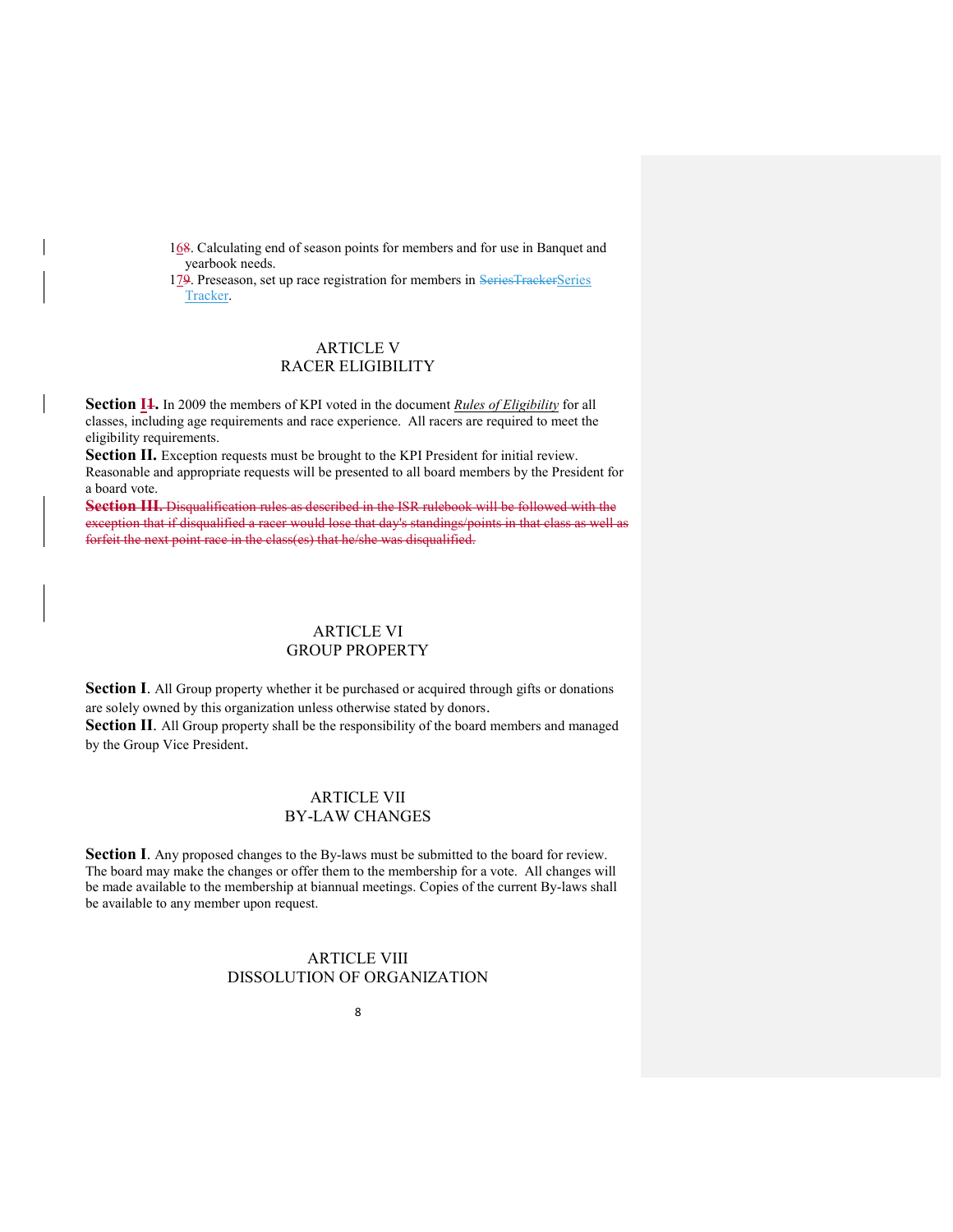16~~8~~. Calculating end of season points for members and for use in Banquet and yearbook needs.
17~~9~~. Preseason, set up race registration for members in ~~SeriesTracker~~Series Tracker.

## ARTICLE V
## RACER ELIGIBILITY

**Section I~~1~~.** In 2009 the members of KPI voted in the document *Rules of Eligibility* for all classes, including age requirements and race experience. All racers are required to meet the eligibility requirements.

**Section II.** Exception requests must be brought to the KPI President for initial review. Reasonable and appropriate requests will be presented to all board members by the President for a board vote.

~~**Section III.** Disqualification rules as described in the ISR rulebook will be followed with the exception that if disqualified a racer would lose that day's standings/points in that class as well as forfeit the next point race in the class(es) that he/she was disqualified.~~

## ARTICLE VI
## GROUP PROPERTY

**Section I**. All Group property whether it be purchased or acquired through gifts or donations are solely owned by this organization unless otherwise stated by donors.

**Section II**. All Group property shall be the responsibility of the board members and managed by the Group Vice President.

## ARTICLE VII
## BY-LAW CHANGES

**Section I**. Any proposed changes to the By-laws must be submitted to the board for review. The board may make the changes or offer them to the membership for a vote. All changes will be made available to the membership at biannual meetings. Copies of the current By-laws shall be available to any member upon request.

## ARTICLE VIII
## DISSOLUTION OF ORGANIZATION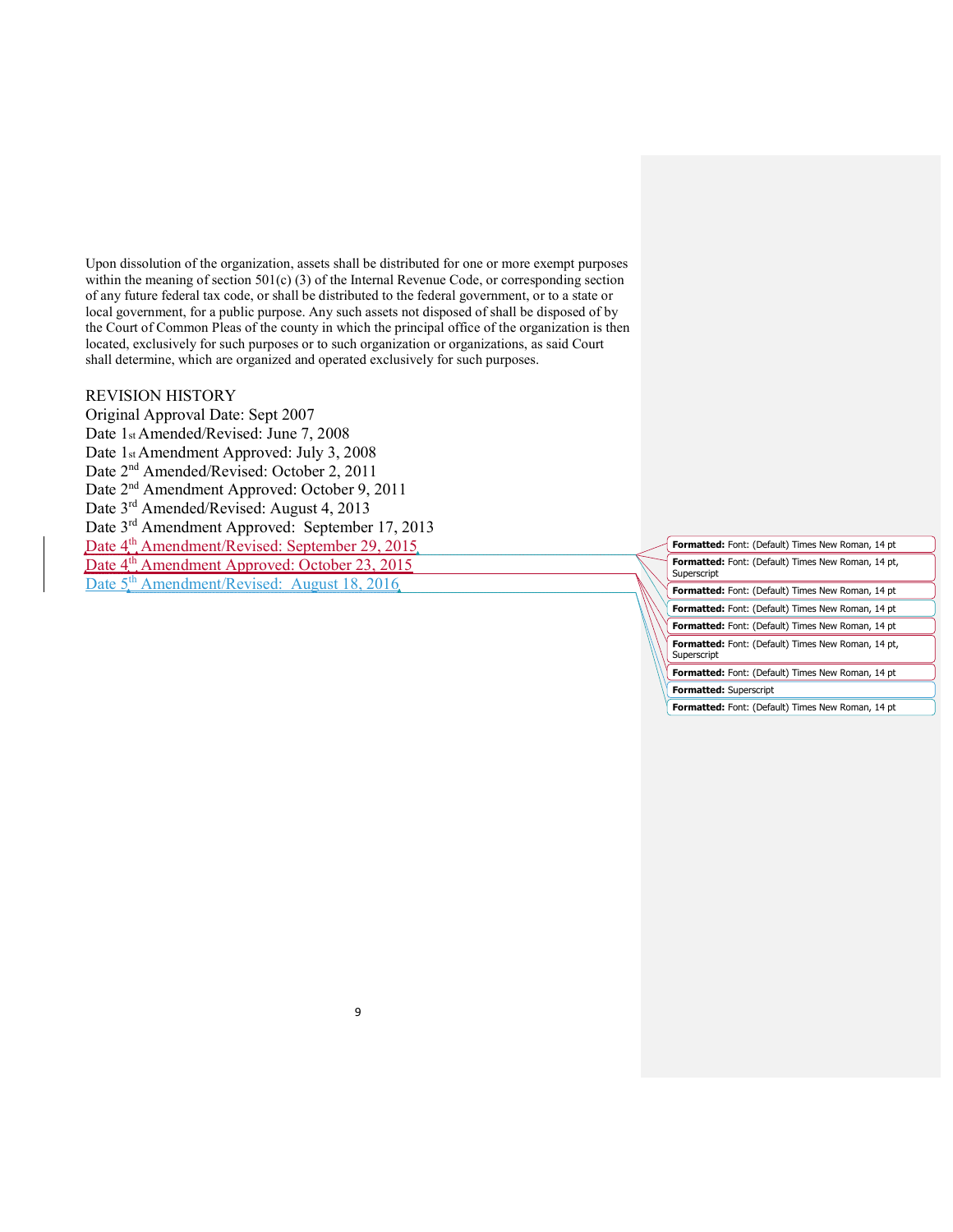Upon dissolution of the organization, assets shall be distributed for one or more exempt purposes within the meaning of section 501(c) (3) of the Internal Revenue Code, or corresponding section of any future federal tax code, or shall be distributed to the federal government, or to a state or local government, for a public purpose. Any such assets not disposed of shall be disposed of by the Court of Common Pleas of the county in which the principal office of the organization is then located, exclusively for such purposes or to such organization or organizations, as said Court shall determine, which are organized and operated exclusively for such purposes.

REVISION HISTORY

Original Approval Date: Sept 2007

Date 1st Amended/Revised: June 7, 2008

Date 1st Amendment Approved: July 3, 2008

Date 2nd Amended/Revised: October 2, 2011

Date 2nd Amendment Approved: October 9, 2011

Date 3rd Amended/Revised: August 4, 2013

Date 3rd Amendment Approved: September 17, 2013

Date 4th Amendment/Revised: September 29, 2015

Date 4th Amendment Approved: October 23, 2015

Date 5th Amendment/Revised: August 18, 2016

Formatted: Font: (Default) Times New Roman, 14 pt

Formatted: Font: (Default) Times New Roman, 14 pt, Superscript

Formatted: Font: (Default) Times New Roman, 14 pt

Formatted: Font: (Default) Times New Roman, 14 pt

Formatted: Font: (Default) Times New Roman, 14 pt

Formatted: Font: (Default) Times New Roman, 14 pt, Superscript

Formatted: Font: (Default) Times New Roman, 14 pt

Formatted: Superscript

Formatted: Font: (Default) Times New Roman, 14 pt